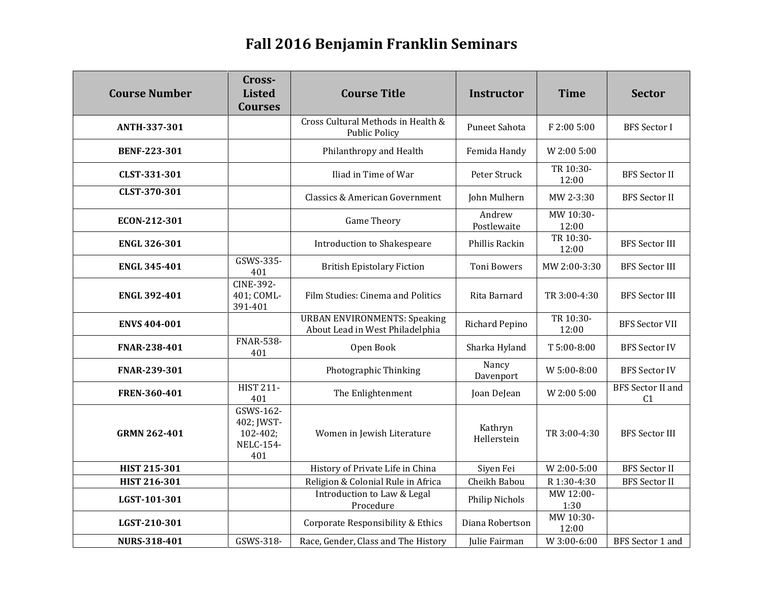# Fall 2016 Benjamin Franklin Seminars

| Course Number | Cross-Listed Courses | Course Title | Instructor | Time | Sector |
|---|---|---|---|---|---|
| **ANTH-337-301** | | Cross Cultural Methods in Health & Public Policy | Puneet Sahota | F 2:00 5:00 | BFS Sector I |
| **BENF-223-301** | | Philanthropy and Health | Femida Handy | W 2:00 5:00 | |
| **CLST-331-301** | | Iliad in Time of War | Peter Struck | TR 10:30-12:00 | BFS Sector II |
| **CLST-370-301** | | Classics & American Government | John Mulhern | MW 2-3:30 | BFS Sector II |
| **ECON-212-301** | | Game Theory | Andrew Postlewaite | MW 10:30-12:00 | |
| **ENGL 326-301** | | Introduction to Shakespeare | Phillis Rackin | TR 10:30-12:00 | BFS Sector III |
| **ENGL 345-401** | GSWS-335-401 | British Epistolary Fiction | Toni Bowers | MW 2:00-3:30 | BFS Sector III |
| **ENGL 392-401** | CINE-392-401; COML-391-401 | Film Studies: Cinema and Politics | Rita Barnard | TR 3:00-4:30 | BFS Sector III |
| **ENVS 404-001** | | URBAN ENVIRONMENTS: Speaking About Lead in West Philadelphia | Richard Pepino | TR 10:30-12:00 | BFS Sector VII |
| **FNAR-238-401** | FNAR-538-401 | Open Book | Sharka Hyland | T 5:00-8:00 | BFS Sector IV |
| **FNAR-239-301** | | Photographic Thinking | Nancy Davenport | W 5:00-8:00 | BFS Sector IV |
| **FREN-360-401** | HIST 211-401 | The Enlightenment | Joan DeJean | W 2:00 5:00 | BFS Sector II and C1 |
| **GRMN 262-401** | GSWS-162-402; JWST-102-402; NELC-154-401 | Women in Jewish Literature | Kathryn Hellerstein | TR 3:00-4:30 | BFS Sector III |
| **HIST 215-301** | | History of Private Life in China | Siyen Fei | W 2:00-5:00 | BFS Sector II |
| **HIST 216-301** | | Religion & Colonial Rule in Africa | Cheikh Babou | R 1:30-4:30 | BFS Sector II |
| **LGST-101-301** | | Introduction to Law & Legal Procedure | Philip Nichols | MW 12:00-1:30 | |
| **LGST-210-301** | | Corporate Responsibility & Ethics | Diana Robertson | MW 10:30-12:00 | |
| **NURS-318-401** | GSWS-318- | Race, Gender, Class and The History | Julie Fairman | W 3:00-6:00 | BFS Sector 1 and |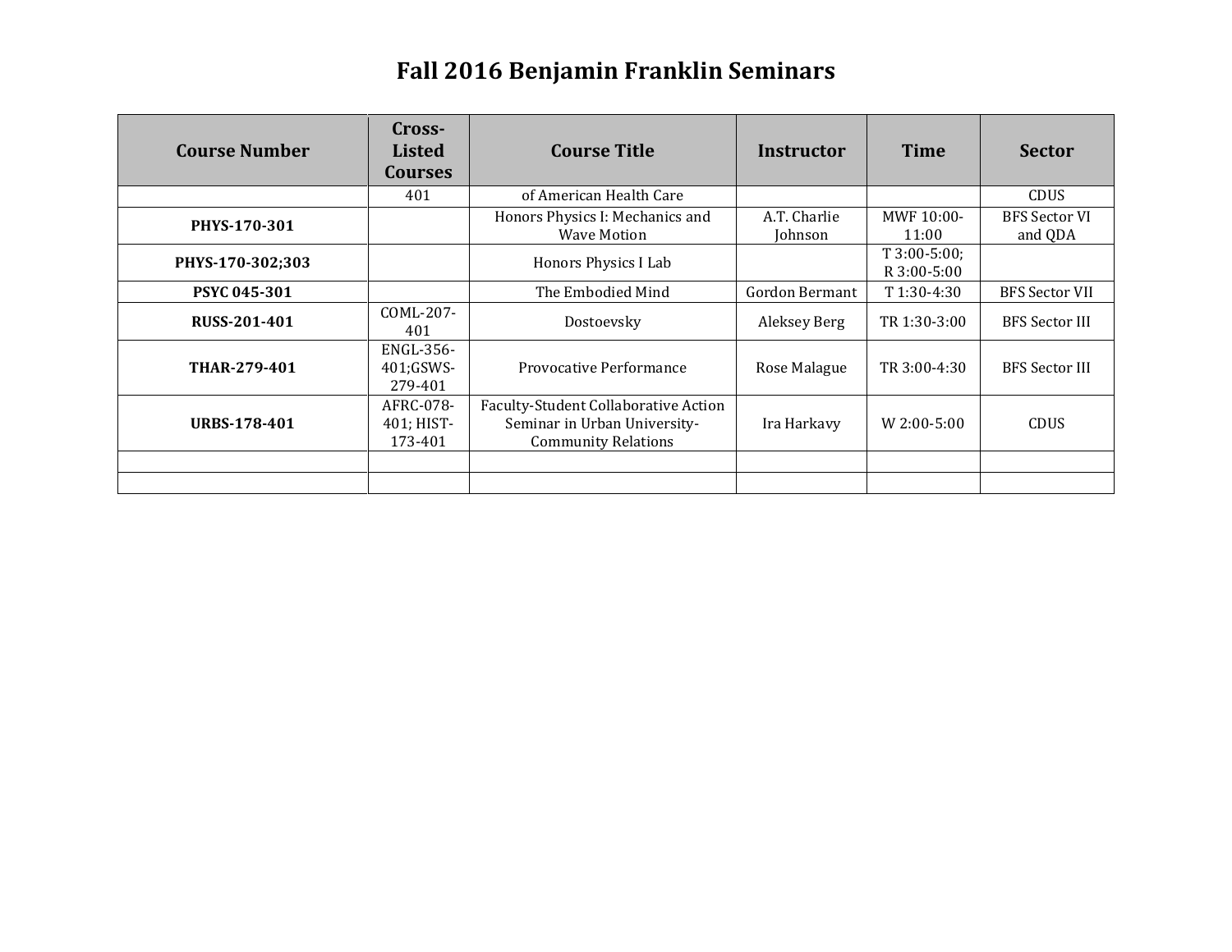# Fall 2016 Benjamin Franklin Seminars

| Course Number | Cross-Listed Courses | Course Title | Instructor | Time | Sector |
|---|---|---|---|---|---|
| | 401 | of American Health Care | | | CDUS |
| **PHYS-170-301** | | Honors Physics I: Mechanics and Wave Motion | A.T. Charlie Johnson | MWF 10:00-11:00 | BFS Sector VI and QDA |
| **PHYS-170-302;303** | | Honors Physics I Lab | | T 3:00-5:00; R 3:00-5:00 | |
| **PSYC 045-301** | | The Embodied Mind | Gordon Bermant | T 1:30-4:30 | BFS Sector VII |
| **RUSS-201-401** | COML-207-401 | Dostoevsky | Aleksey Berg | TR 1:30-3:00 | BFS Sector III |
| **THAR-279-401** | ENGL-356-401;GSWS-279-401 | Provocative Performance | Rose Malague | TR 3:00-4:30 | BFS Sector III |
| **URBS-178-401** | AFRC-078-401; HIST-173-401 | Faculty-Student Collaborative Action Seminar in Urban University-Community Relations | Ira Harkavy | W 2:00-5:00 | CDUS |
| | | | | | |
| | | | | | |